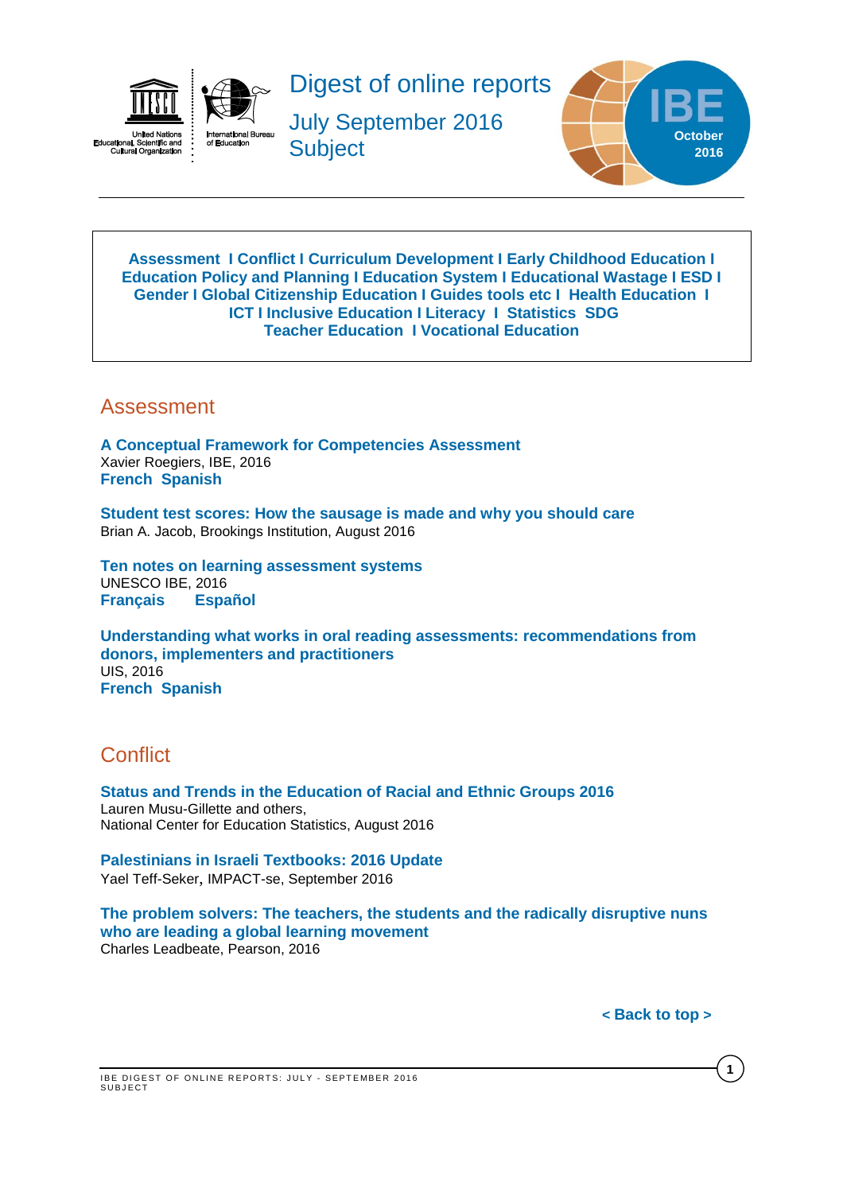# Digest of online reports

July September 2016

Subject

IBE October 2016

**Assessment I Conflict I Curriculum Development I Early Childhood Education I Education Policy and Planning I Education System I Educational Wastage I ESD I Gender I Global Citizenship Education I Guides tools etc I Health Education I ICT I Inclusive Education I Literacy I Statistics SDG Teacher Education I Vocational Education**

## Assessment

**A Conceptual Framework for Competencies Assessment**
Xavier Roegiers, IBE, 2016
**French Spanish**

**Student test scores: How the sausage is made and why you should care**
Brian A. Jacob, Brookings Institution, August 2016

**Ten notes on learning assessment systems**
UNESCO IBE, 2016
**Français Español**

**Understanding what works in oral reading assessments: recommendations from donors, implementers and practitioners**
UIS, 2016
**French Spanish**

## Conflict

**Status and Trends in the Education of Racial and Ethnic Groups 2016**
Lauren Musu-Gillette and others,
National Center for Education Statistics, August 2016

**Palestinians in Israeli Textbooks: 2016 Update**
Yael Teff-Seker, IMPACT-se, September 2016

**The problem solvers: The teachers, the students and the radically disruptive nuns who are leading a global learning movement**
Charles Leadbeate, Pearson, 2016

**< Back to top >**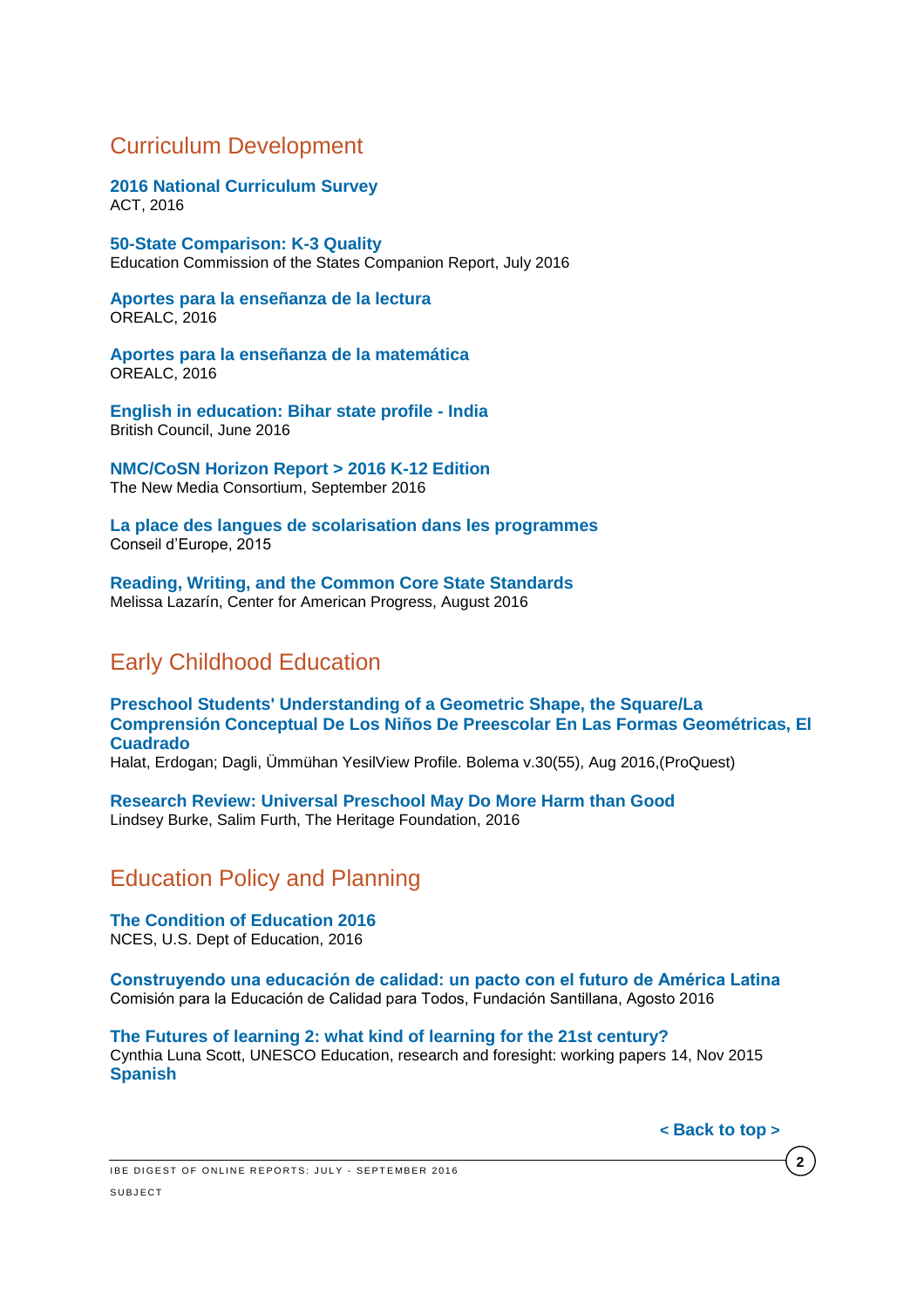## Curriculum Development

**2016 National Curriculum Survey**
ACT, 2016

**50-State Comparison: K-3 Quality**
Education Commission of the States Companion Report, July 2016

**Aportes para la enseñanza de la lectura**
OREALC, 2016

**Aportes para la enseñanza de la matemática**
OREALC, 2016

**English in education: Bihar state profile - India**
British Council, June 2016

**NMC/CoSN Horizon Report > 2016 K-12 Edition**
The New Media Consortium, September 2016

**La place des langues de scolarisation dans les programmes**
Conseil d'Europe, 2015

**Reading, Writing, and the Common Core State Standards**
Melissa Lazarín, Center for American Progress, August 2016

## Early Childhood Education

**Preschool Students' Understanding of a Geometric Shape, the Square/La Comprensión Conceptual De Los Niños De Preescolar En Las Formas Geométricas, El Cuadrado**
Halat, Erdogan; Dagli, Ümmühan YesilView Profile. Bolema v.30(55), Aug 2016,(ProQuest)

**Research Review: Universal Preschool May Do More Harm than Good**
Lindsey Burke, Salim Furth, The Heritage Foundation, 2016

## Education Policy and Planning

**The Condition of Education 2016**
NCES, U.S. Dept of Education, 2016

**Construyendo una educación de calidad: un pacto con el futuro de América Latina**
Comisión para la Educación de Calidad para Todos, Fundación Santillana, Agosto 2016

**The Futures of learning 2: what kind of learning for the 21st century?**
Cynthia Luna Scott, UNESCO Education, research and foresight: working papers 14, Nov 2015
**Spanish**

**< Back to top >**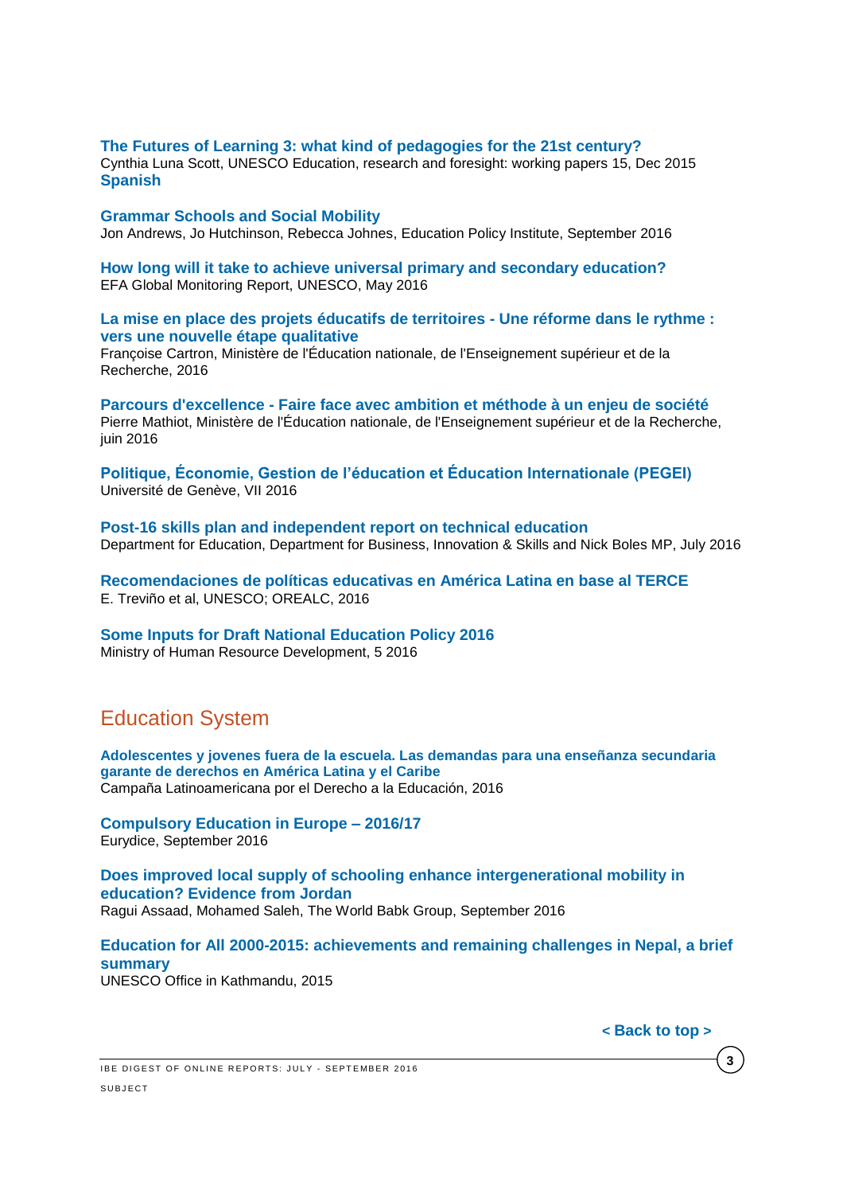**The Futures of Learning 3: what kind of pedagogies for the 21st century?**
Cynthia Luna Scott, UNESCO Education, research and foresight: working papers 15, Dec 2015
**Spanish**

**Grammar Schools and Social Mobility**
Jon Andrews, Jo Hutchinson, Rebecca Johnes, Education Policy Institute, September 2016

**How long will it take to achieve universal primary and secondary education?**
EFA Global Monitoring Report, UNESCO, May 2016

**La mise en place des projets éducatifs de territoires - Une réforme dans le rythme : vers une nouvelle étape qualitative**
Françoise Cartron, Ministère de l'Éducation nationale, de l'Enseignement supérieur et de la Recherche, 2016

**Parcours d'excellence - Faire face avec ambition et méthode à un enjeu de société**
Pierre Mathiot, Ministère de l'Éducation nationale, de l'Enseignement supérieur et de la Recherche, juin 2016

**Politique, Économie, Gestion de l'éducation et Éducation Internationale (PEGEI)**
Université de Genève, VII 2016

**Post-16 skills plan and independent report on technical education**
Department for Education, Department for Business, Innovation & Skills and Nick Boles MP, July 2016

**Recomendaciones de políticas educativas en América Latina en base al TERCE**
E. Treviño et al, UNESCO; OREALC, 2016

**Some Inputs for Draft National Education Policy 2016**
Ministry of Human Resource Development, 5 2016

## Education System

**Adolescentes y jovenes fuera de la escuela. Las demandas para una enseñanza secundaria garante de derechos en América Latina y el Caribe**
Campaña Latinoamericana por el Derecho a la Educación, 2016

**Compulsory Education in Europe – 2016/17**
Eurydice, September 2016

**Does improved local supply of schooling enhance intergenerational mobility in education? Evidence from Jordan**
Ragui Assaad, Mohamed Saleh, The World Babk Group, September 2016

**Education for All 2000-2015: achievements and remaining challenges in Nepal, a brief summary**
UNESCO Office in Kathmandu, 2015

**< Back to top >**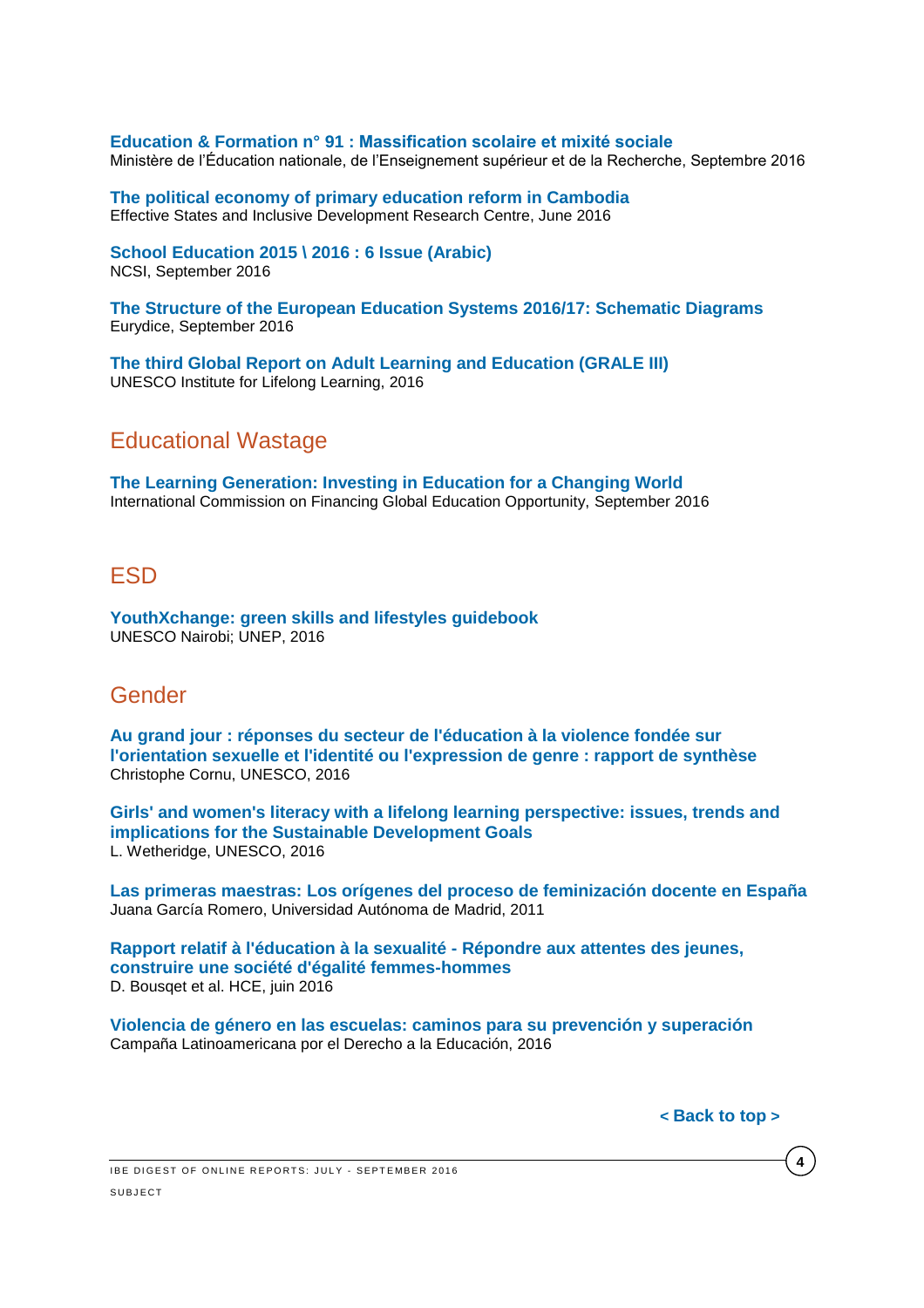**Education & Formation n° 91 : Massification scolaire et mixité sociale**
Ministère de l'Éducation nationale, de l'Enseignement supérieur et de la Recherche, Septembre 2016

**The political economy of primary education reform in Cambodia**
Effective States and Inclusive Development Research Centre, June 2016

**School Education 2015 \ 2016 : 6 Issue (Arabic)**
NCSI, September 2016

**The Structure of the European Education Systems 2016/17: Schematic Diagrams**
Eurydice, September 2016

**The third Global Report on Adult Learning and Education (GRALE III)**
UNESCO Institute for Lifelong Learning, 2016

## Educational Wastage

**The Learning Generation: Investing in Education for a Changing World**
International Commission on Financing Global Education Opportunity, September 2016

## ESD

**YouthXchange: green skills and lifestyles guidebook**
UNESCO Nairobi; UNEP, 2016

## Gender

**Au grand jour : réponses du secteur de l'éducation à la violence fondée sur l'orientation sexuelle et l'identité ou l'expression de genre : rapport de synthèse**
Christophe Cornu, UNESCO, 2016

**Girls' and women's literacy with a lifelong learning perspective: issues, trends and implications for the Sustainable Development Goals**
L. Wetheridge, UNESCO, 2016

**Las primeras maestras: Los orígenes del proceso de feminización docente en España**
Juana García Romero, Universidad Autónoma de Madrid, 2011

**Rapport relatif à l'éducation à la sexualité - Répondre aux attentes des jeunes, construire une société d'égalité femmes-hommes**
D. Bousqet et al. HCE, juin 2016

**Violencia de género en las escuelas: caminos para su prevención y superación**
Campaña Latinoamericana por el Derecho a la Educación, 2016

**< Back to top >**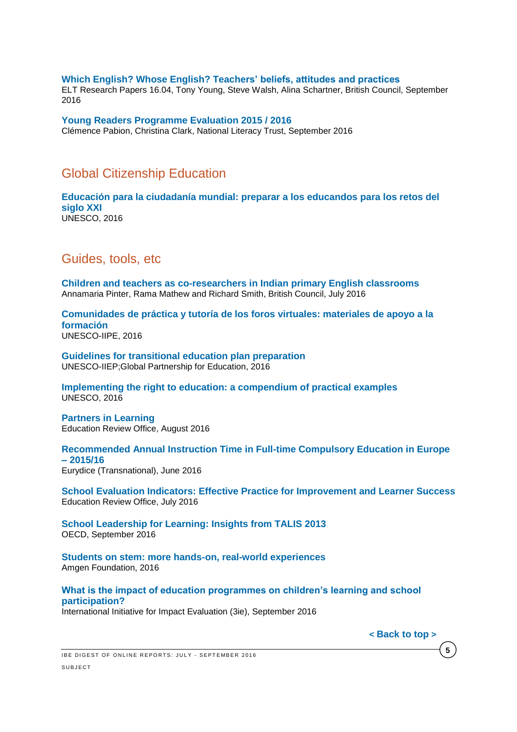**Which English? Whose English? Teachers' beliefs, attitudes and practices**
ELT Research Papers 16.04, Tony Young, Steve Walsh, Alina Schartner, British Council, September 2016

**Young Readers Programme Evaluation 2015 / 2016**
Clémence Pabion, Christina Clark, National Literacy Trust, September 2016

## Global Citizenship Education

**Educación para la ciudadanía mundial: preparar a los educandos para los retos del siglo XXI**
UNESCO, 2016

## Guides, tools, etc

**Children and teachers as co-researchers in Indian primary English classrooms**
Annamaria Pinter, Rama Mathew and Richard Smith, British Council, July 2016

**Comunidades de práctica y tutoría de los foros virtuales: materiales de apoyo a la formación**
UNESCO-IIPE, 2016

**Guidelines for transitional education plan preparation**
UNESCO-IIEP;Global Partnership for Education, 2016

**Implementing the right to education: a compendium of practical examples**
UNESCO, 2016

**Partners in Learning**
Education Review Office, August 2016

**Recommended Annual Instruction Time in Full-time Compulsory Education in Europe – 2015/16**
Eurydice (Transnational), June 2016

**School Evaluation Indicators: Effective Practice for Improvement and Learner Success**
Education Review Office, July 2016

**School Leadership for Learning: Insights from TALIS 2013**
OECD, September 2016

**Students on stem: more hands-on, real-world experiences**
Amgen Foundation, 2016

**What is the impact of education programmes on children's learning and school participation?**
International Initiative for Impact Evaluation (3ie), September 2016

**< Back to top >**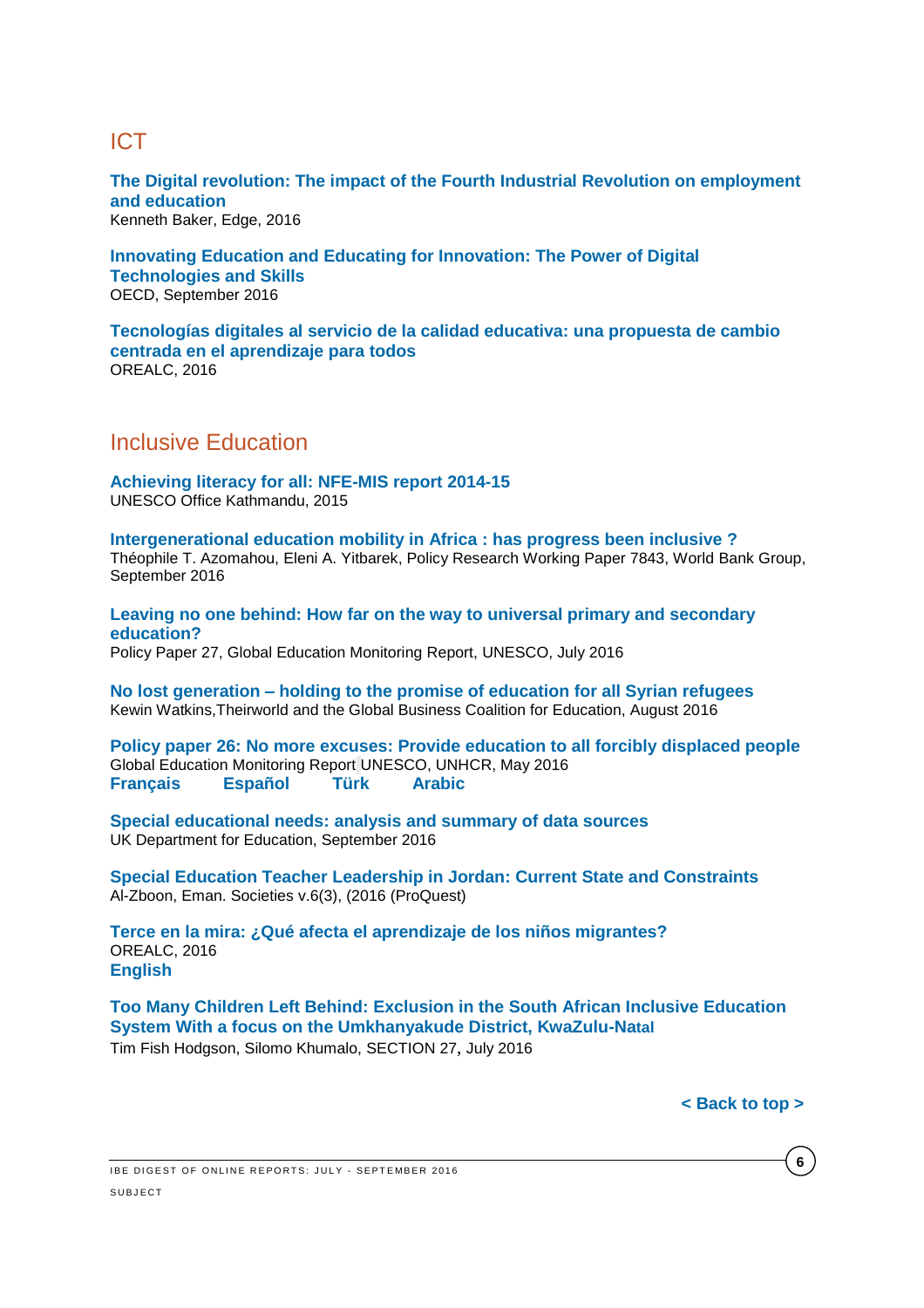## ICT

**The Digital revolution: The impact of the Fourth Industrial Revolution on employment and education**
Kenneth Baker, Edge, 2016

**Innovating Education and Educating for Innovation: The Power of Digital Technologies and Skills**
OECD, September 2016

**Tecnologías digitales al servicio de la calidad educativa: una propuesta de cambio centrada en el aprendizaje para todos**
OREALC, 2016

## Inclusive Education

**Achieving literacy for all: NFE-MIS report 2014-15**
UNESCO Office Kathmandu, 2015

**Intergenerational education mobility in Africa : has progress been inclusive ?**
Théophile T. Azomahou, Eleni A. Yitbarek, Policy Research Working Paper 7843, World Bank Group, September 2016

**Leaving no one behind: How far on the way to universal primary and secondary education?**
Policy Paper 27, Global Education Monitoring Report, UNESCO, July 2016

**No lost generation – holding to the promise of education for all Syrian refugees**
Kewin Watkins,Theirworld and the Global Business Coalition for Education, August 2016

**Policy paper 26: No more excuses: Provide education to all forcibly displaced people**
Global Education Monitoring Report UNESCO, UNHCR, May 2016
**Français** **Español** **Türk** **Arabic**

**Special educational needs: analysis and summary of data sources**
UK Department for Education, September 2016

**Special Education Teacher Leadership in Jordan: Current State and Constraints**
Al-Zboon, Eman. Societies v.6(3), (2016 (ProQuest)

**Terce en la mira: ¿Qué afecta el aprendizaje de los niños migrantes?**
OREALC, 2016
**English**

**Too Many Children Left Behind: Exclusion in the South African Inclusive Education System With a focus on the Umkhanyakude District, KwaZulu-Natal**
Tim Fish Hodgson, Silomo Khumalo, SECTION 27, July 2016

**< Back to top >**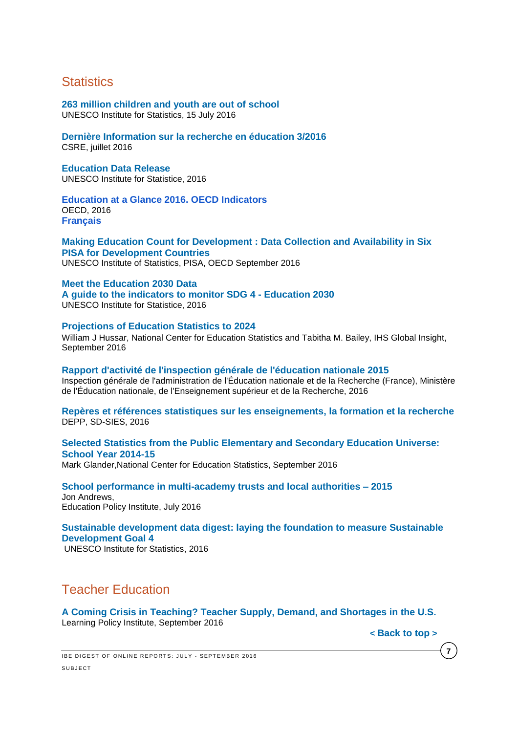## Statistics

**263 million children and youth are out of school**
UNESCO Institute for Statistics, 15 July 2016

**Dernière Information sur la recherche en éducation 3/2016**
CSRE, juillet 2016

**Education Data Release**
UNESCO Institute for Statistice, 2016

**Education at a Glance 2016. OECD Indicators**
OECD, 2016
**Français**

**Making Education Count for Development : Data Collection and Availability in Six PISA for Development Countries**
UNESCO Institute of Statistics, PISA, OECD September 2016

**Meet the Education 2030 Data**
**A guide to the indicators to monitor SDG 4 - Education 2030**
UNESCO Institute for Statistice, 2016

**Projections of Education Statistics to 2024**
William J Hussar, National Center for Education Statistics and Tabitha M. Bailey, IHS Global Insight, September 2016

**Rapport d'activité de l'inspection générale de l'éducation nationale 2015**
Inspection générale de l'administration de l'Éducation nationale et de la Recherche (France), Ministère de l'Éducation nationale, de l'Enseignement supérieur et de la Recherche, 2016

**Repères et références statistiques sur les enseignements, la formation et la recherche**
DEPP, SD-SIES, 2016

**Selected Statistics from the Public Elementary and Secondary Education Universe: School Year 2014-15**
Mark Glander,National Center for Education Statistics, September 2016

**School performance in multi-academy trusts and local authorities – 2015**
Jon Andrews,
Education Policy Institute, July 2016

**Sustainable development data digest: laying the foundation to measure Sustainable Development Goal 4**
UNESCO Institute for Statistics, 2016

## Teacher Education

**A Coming Crisis in Teaching? Teacher Supply, Demand, and Shortages in the U.S.**
Learning Policy Institute, September 2016

**< Back to top >**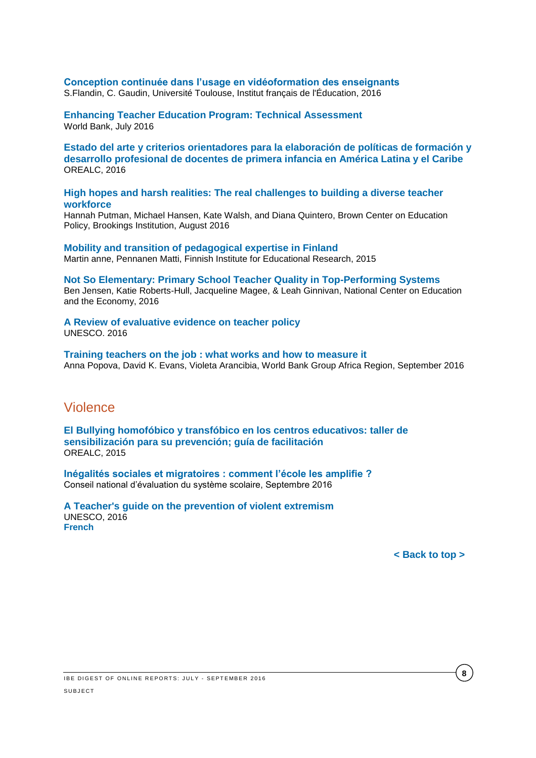**Conception continuée dans l'usage en vidéoformation des enseignants**
S.Flandin, C. Gaudin, Université Toulouse, Institut français de l'Éducation, 2016

**Enhancing Teacher Education Program: Technical Assessment**
World Bank, July 2016

**Estado del arte y criterios orientadores para la elaboración de políticas de formación y desarrollo profesional de docentes de primera infancia en América Latina y el Caribe**
OREALC, 2016

**High hopes and harsh realities: The real challenges to building a diverse teacher workforce**
Hannah Putman, Michael Hansen, Kate Walsh, and Diana Quintero, Brown Center on Education Policy, Brookings Institution, August 2016

**Mobility and transition of pedagogical expertise in Finland**
Martin anne, Pennanen Matti, Finnish Institute for Educational Research, 2015

**Not So Elementary: Primary School Teacher Quality in Top-Performing Systems**
Ben Jensen, Katie Roberts-Hull, Jacqueline Magee, & Leah Ginnivan, National Center on Education and the Economy, 2016

**A Review of evaluative evidence on teacher policy**
UNESCO. 2016

**Training teachers on the job : what works and how to measure it**
Anna Popova, David K. Evans, Violeta Arancibia, World Bank Group Africa Region, September 2016

## Violence

**El Bullying homofóbico y transfóbico en los centros educativos: taller de sensibilización para su prevención; guía de facilitación**
OREALC, 2015

**Inégalités sociales et migratoires : comment l'école les amplifie ?**
Conseil national d'évaluation du système scolaire, Septembre 2016

**A Teacher's guide on the prevention of violent extremism**
UNESCO, 2016
**French**

**< Back to top >**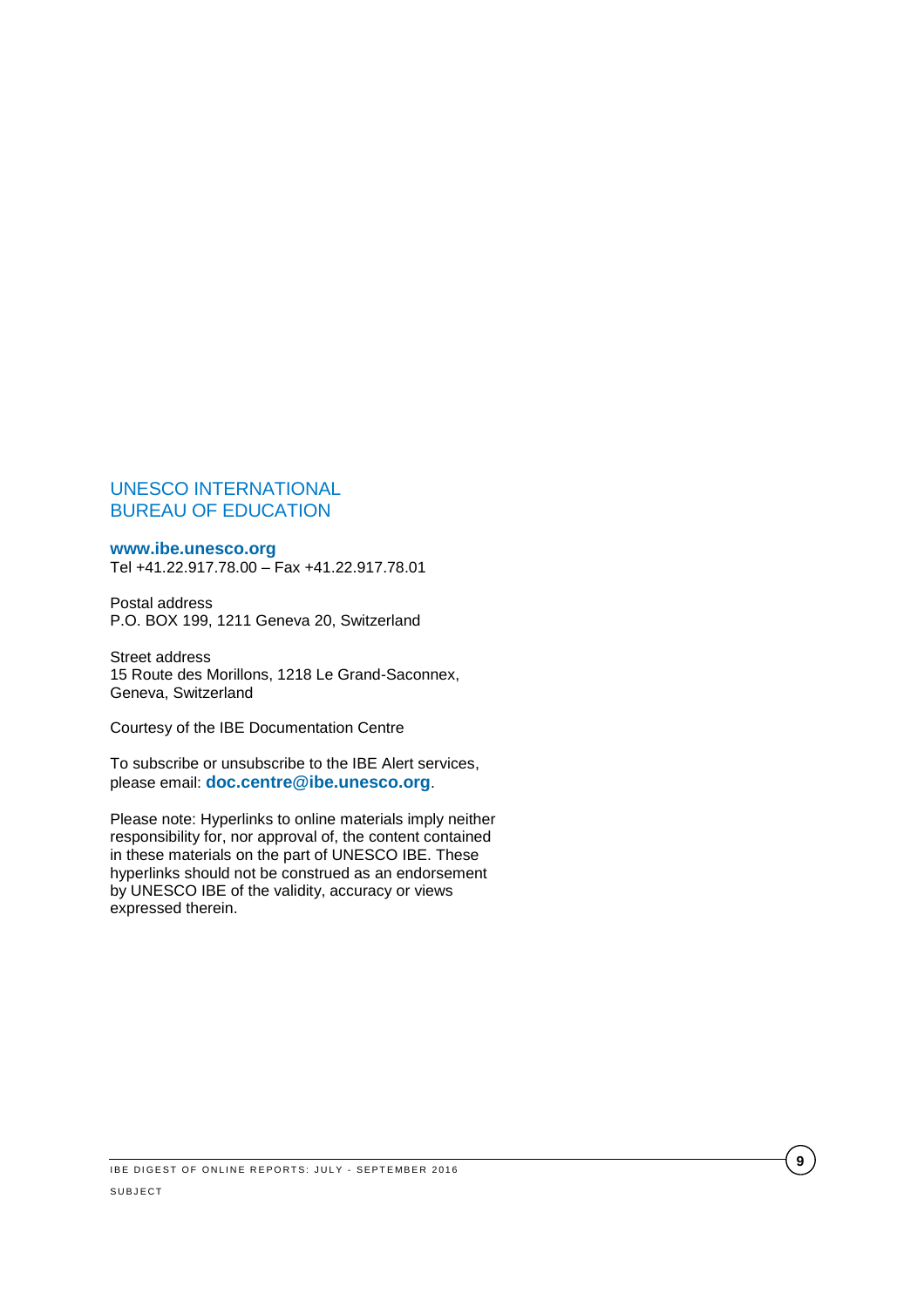## UNESCO INTERNATIONAL BUREAU OF EDUCATION

**www.ibe.unesco.org**
Tel +41.22.917.78.00 – Fax +41.22.917.78.01

Postal address
P.O. BOX 199, 1211 Geneva 20, Switzerland

Street address
15 Route des Morillons, 1218 Le Grand-Saconnex, Geneva, Switzerland

Courtesy of the IBE Documentation Centre

To subscribe or unsubscribe to the IBE Alert services, please email: **doc.centre@ibe.unesco.org**.

Please note: Hyperlinks to online materials imply neither responsibility for, nor approval of, the content contained in these materials on the part of UNESCO IBE. These hyperlinks should not be construed as an endorsement by UNESCO IBE of the validity, accuracy or views expressed therein.